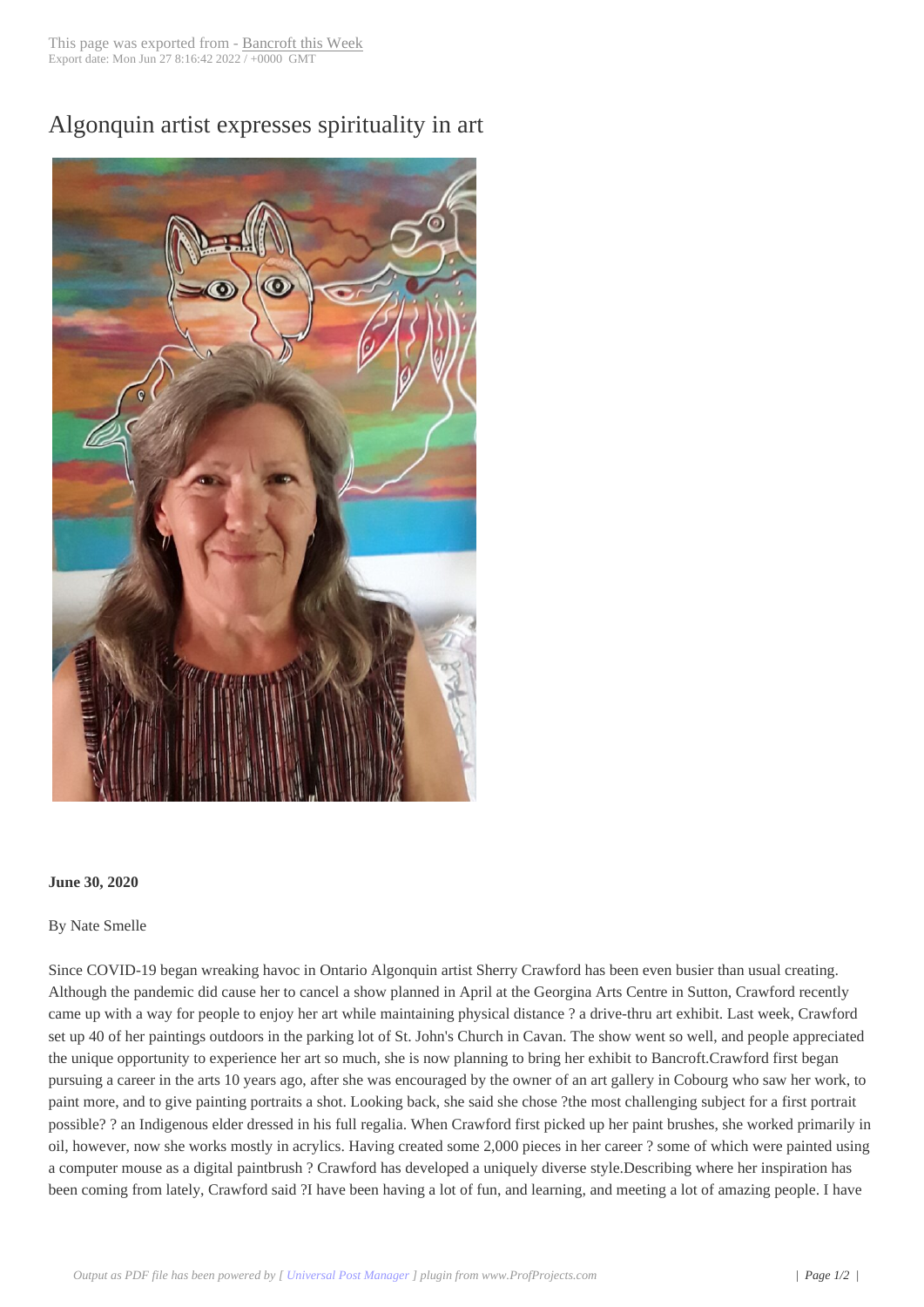# Algonquin artist expresses spirituality in art

**June 30, 2020**

By Nate Smelle

Since COVID-19 began wreaking havoc in Ontario Algonquin artist Sherry Crawford has been even busier than usual creating. Although the pandemic did cause her to cancel a show planned in April at the Georgina Arts Centre in Sutton, Crawford recently came up with a way for people to enjoy her art while maintaining physical distance ? a drive-thru art exhibit. Last week, Crawford set up 40 of her paintings outdoors in the parking lot of St. John's Church in Cavan. The show went so well, and people appreciated the unique opportunity to experience her art so much, she is now planning to bring her exhibit to Bancroft.Crawford first began pursuing a career in the arts 10 years ago, after she was encouraged by the owner of an art gallery in Cobourg who saw her work, to paint more, and to give painting portraits a shot. Looking back, she said she chose ?the most challenging subject for a first portrait possible? ? an Indigenous elder dressed in his full regalia. When Crawford first picked up her paint brushes, she worked primarily in oil, however, now she works mostly in acrylics. Having created some 2,000 pieces in her career ? some of which were painted using a computer mouse as a digital paintbrush ? Crawford has developed a uniquely diverse style.Describing where her inspiration has been coming from lately, Crawford said ?I have been having a lot of fun, and learning, and meeting a lot of amazing people. I have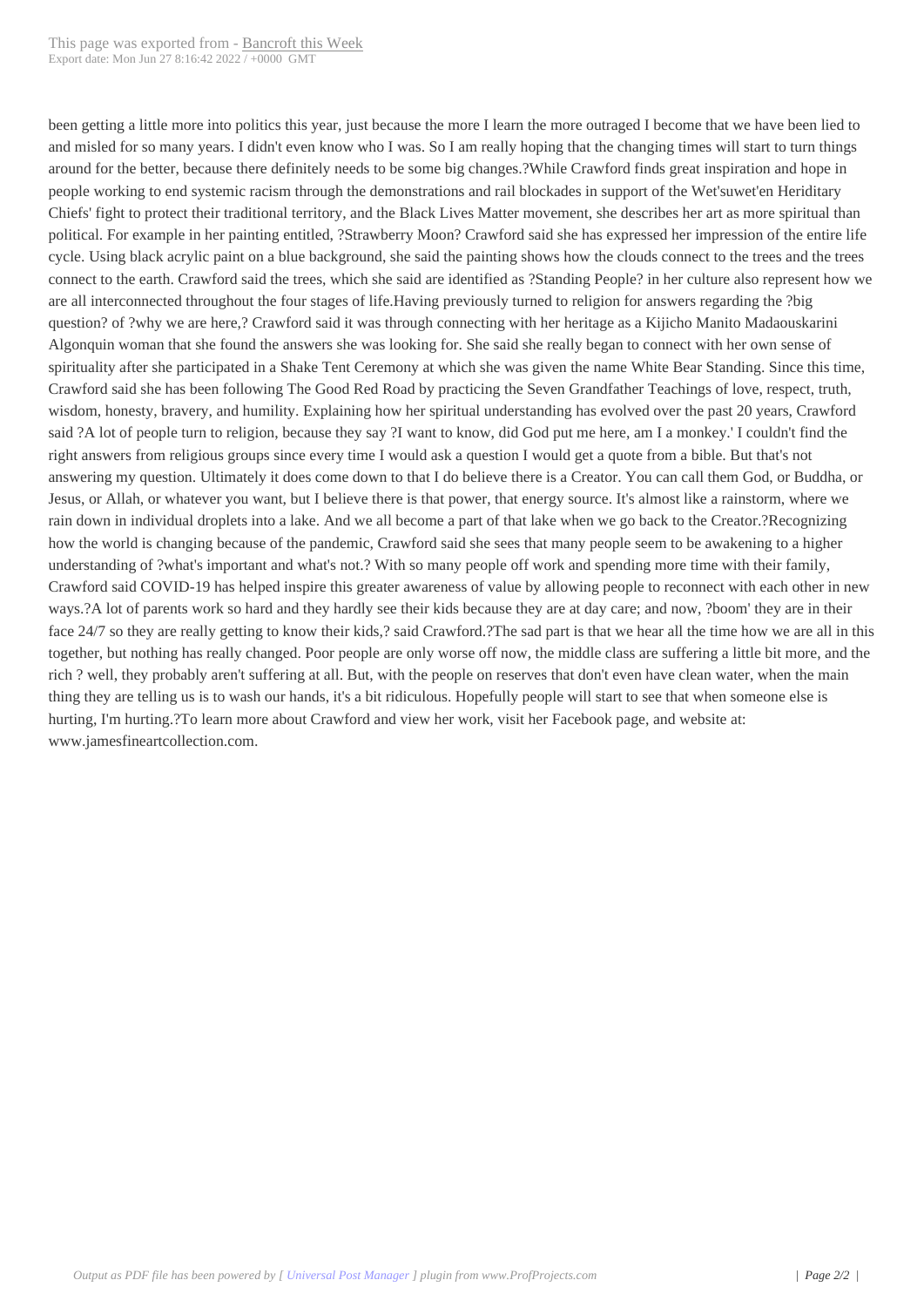been getting a little more into politics this year, just because the more I learn the more outraged I become that we have been lied to and misled for so many years. I didn't even know who I was. So I am really hoping that the changing times will start to turn things around for the better, because there definitely needs to be some big changes.?While Crawford finds great inspiration and hope in people working to end systemic racism through the demonstrations and rail blockades in support of the Wet'suwet'en Heriditary Chiefs' fight to protect their traditional territory, and the Black Lives Matter movement, she describes her art as more spiritual than political. For example in her painting entitled, ?Strawberry Moon? Crawford said she has expressed her impression of the entire life cycle. Using black acrylic paint on a blue background, she said the painting shows how the clouds connect to the trees and the trees connect to the earth. Crawford said the trees, which she said are identified as ?Standing People? in her culture also represent how we are all interconnected throughout the four stages of life.Having previously turned to religion for answers regarding the ?big question? of ?why we are here,? Crawford said it was through connecting with her heritage as a Kijicho Manito Madaouskarini Algonquin woman that she found the answers she was looking for. She said she really began to connect with her own sense of spirituality after she participated in a Shake Tent Ceremony at which she was given the name White Bear Standing. Since this time, Crawford said she has been following The Good Red Road by practicing the Seven Grandfather Teachings of love, respect, truth, wisdom, honesty, bravery, and humility. Explaining how her spiritual understanding has evolved over the past 20 years, Crawford said ?A lot of people turn to religion, because they say ?I want to know, did God put me here, am I a monkey.' I couldn't find the right answers from religious groups since every time I would ask a question I would get a quote from a bible. But that's not answering my question. Ultimately it does come down to that I do believe there is a Creator. You can call them God, or Buddha, or Jesus, or Allah, or whatever you want, but I believe there is that power, that energy source. It's almost like a rainstorm, where we rain down in individual droplets into a lake. And we all become a part of that lake when we go back to the Creator.?Recognizing how the world is changing because of the pandemic, Crawford said she sees that many people seem to be awakening to a higher understanding of ?what's important and what's not.? With so many people off work and spending more time with their family, Crawford said COVID-19 has helped inspire this greater awareness of value by allowing people to reconnect with each other in new ways.?A lot of parents work so hard and they hardly see their kids because they are at day care; and now, ?boom' they are in their face 24/7 so they are really getting to know their kids,? said Crawford.?The sad part is that we hear all the time how we are all in this together, but nothing has really changed. Poor people are only worse off now, the middle class are suffering a little bit more, and the rich ? well, they probably aren't suffering at all. But, with the people on reserves that don't even have clean water, when the main thing they are telling us is to wash our hands, it's a bit ridiculous. Hopefully people will start to see that when someone else is hurting, I'm hurting.?To learn more about Crawford and view her work, visit her Facebook page, and website at: www.jamesfineartcollection.com.